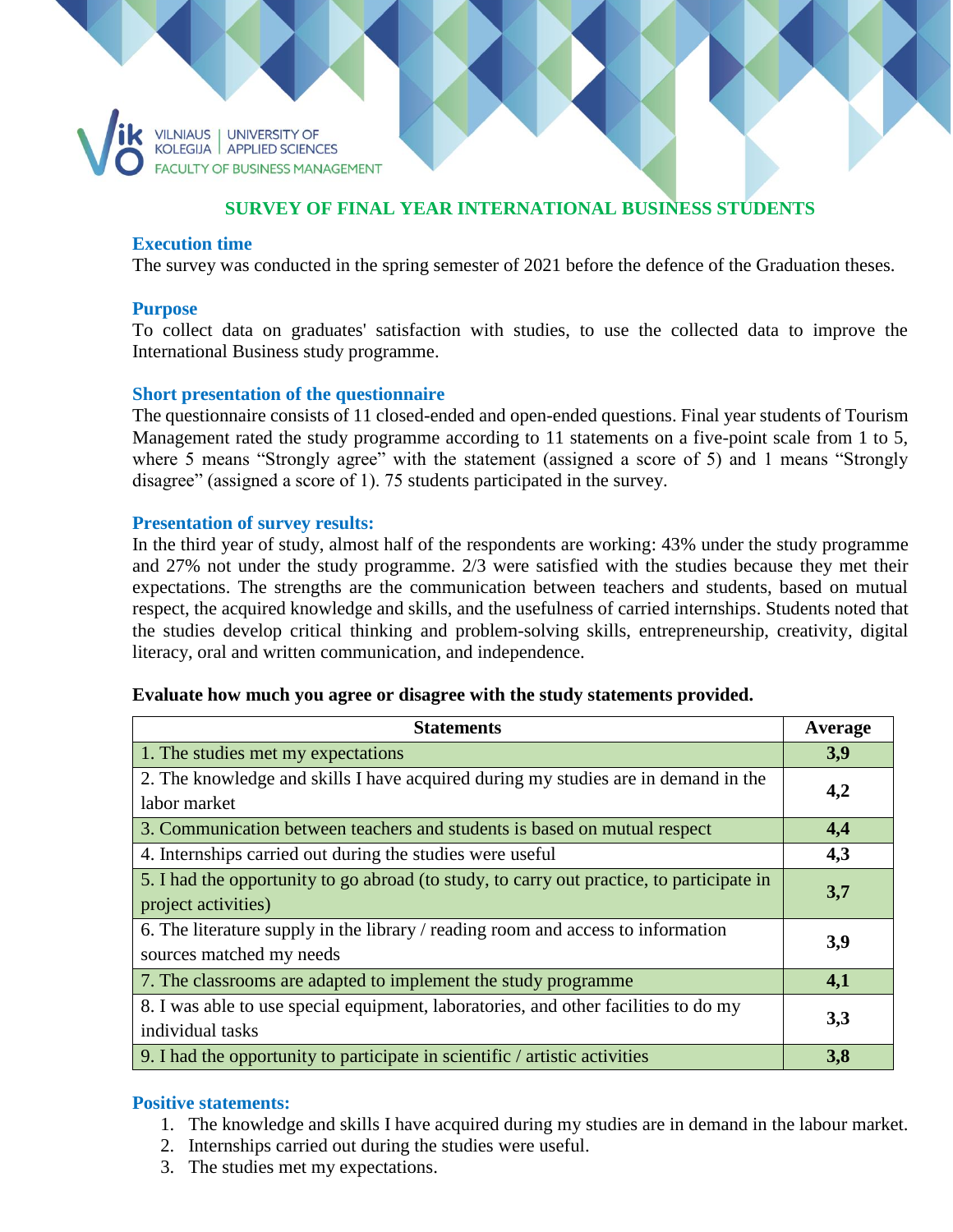VILNIAUS KOLEGIJA | UNIVERSITY OF APPLIED SCIENCES
FACULTY OF BUSINESS MANAGEMENT

# SURVEY OF FINAL YEAR INTERNATIONAL BUSINESS STUDENTS

### Execution time

The survey was conducted in the spring semester of 2021 before the defence of the Graduation theses.

### Purpose

To collect data on graduates' satisfaction with studies, to use the collected data to improve the International Business study programme.

### Short presentation of the questionnaire

The questionnaire consists of 11 closed-ended and open-ended questions. Final year students of Tourism Management rated the study programme according to 11 statements on a five-point scale from 1 to 5, where 5 means "Strongly agree" with the statement (assigned a score of 5) and 1 means "Strongly disagree" (assigned a score of 1). 75 students participated in the survey.

### Presentation of survey results:

In the third year of study, almost half of the respondents are working: 43% under the study programme and 27% not under the study programme. 2/3 were satisfied with the studies because they met their expectations. The strengths are the communication between teachers and students, based on mutual respect, the acquired knowledge and skills, and the usefulness of carried internships. Students noted that the studies develop critical thinking and problem-solving skills, entrepreneurship, creativity, digital literacy, oral and written communication, and independence.

**Evaluate how much you agree or disagree with the study statements provided.**

| Statements | Average |
|---|---|
| 1. The studies met my expectations | **3,9** |
| 2. The knowledge and skills I have acquired during my studies are in demand in the labor market | **4,2** |
| 3. Communication between teachers and students is based on mutual respect | **4,4** |
| 4. Internships carried out during the studies were useful | **4,3** |
| 5. I had the opportunity to go abroad (to study, to carry out practice, to participate in project activities) | **3,7** |
| 6. The literature supply in the library / reading room and access to information sources matched my needs | **3,9** |
| 7. The classrooms are adapted to implement the study programme | **4,1** |
| 8. I was able to use special equipment, laboratories, and other facilities to do my individual tasks | **3,3** |
| 9. I had the opportunity to participate in scientific / artistic activities | **3,8** |

### Positive statements:

1. The knowledge and skills I have acquired during my studies are in demand in the labour market.
2. Internships carried out during the studies were useful.
3. The studies met my expectations.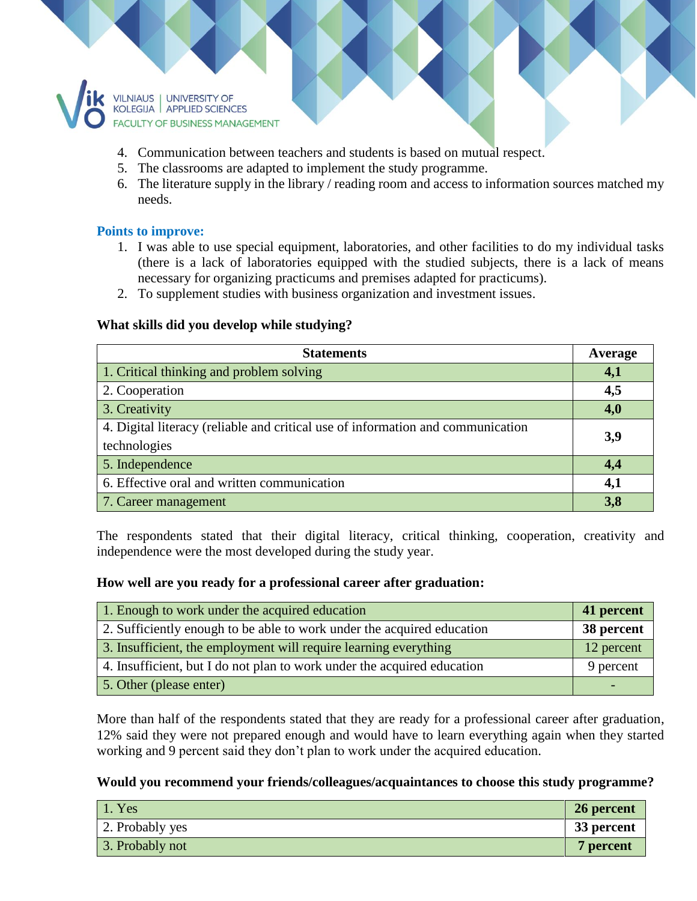4. Communication between teachers and students is based on mutual respect.
5. The classrooms are adapted to implement the study programme.
6. The literature supply in the library / reading room and access to information sources matched my needs.

**Points to improve:**

1. I was able to use special equipment, laboratories, and other facilities to do my individual tasks (there is a lack of laboratories equipped with the studied subjects, there is a lack of means necessary for organizing practicums and premises adapted for practicums).
2. To supplement studies with business organization and investment issues.

**What skills did you develop while studying?**

| Statements | Average |
|---|---|
| 1. Critical thinking and problem solving | **4,1** |
| 2. Cooperation | **4,5** |
| 3. Creativity | **4,0** |
| 4. Digital literacy (reliable and critical use of information and communication technologies | **3,9** |
| 5. Independence | **4,4** |
| 6. Effective oral and written communication | **4,1** |
| 7. Career management | **3,8** |

The respondents stated that their digital literacy, critical thinking, cooperation, creativity and independence were the most developed during the study year.

**How well are you ready for a professional career after graduation:**

| | |
|---|---|
| 1. Enough to work under the acquired education | **41 percent** |
| 2. Sufficiently enough to be able to work under the acquired education | **38 percent** |
| 3. Insufficient, the employment will require learning everything | 12 percent |
| 4. Insufficient, but I do not plan to work under the acquired education | 9 percent |
| 5. Other (please enter) | - |

More than half of the respondents stated that they are ready for a professional career after graduation, 12% said they were not prepared enough and would have to learn everything again when they started working and 9 percent said they don't plan to work under the acquired education.

**Would you recommend your friends/colleagues/acquaintances to choose this study programme?**

| | |
|---|---|
| 1. Yes | **26 percent** |
| 2. Probably yes | **33 percent** |
| 3. Probably not | **7 percent** |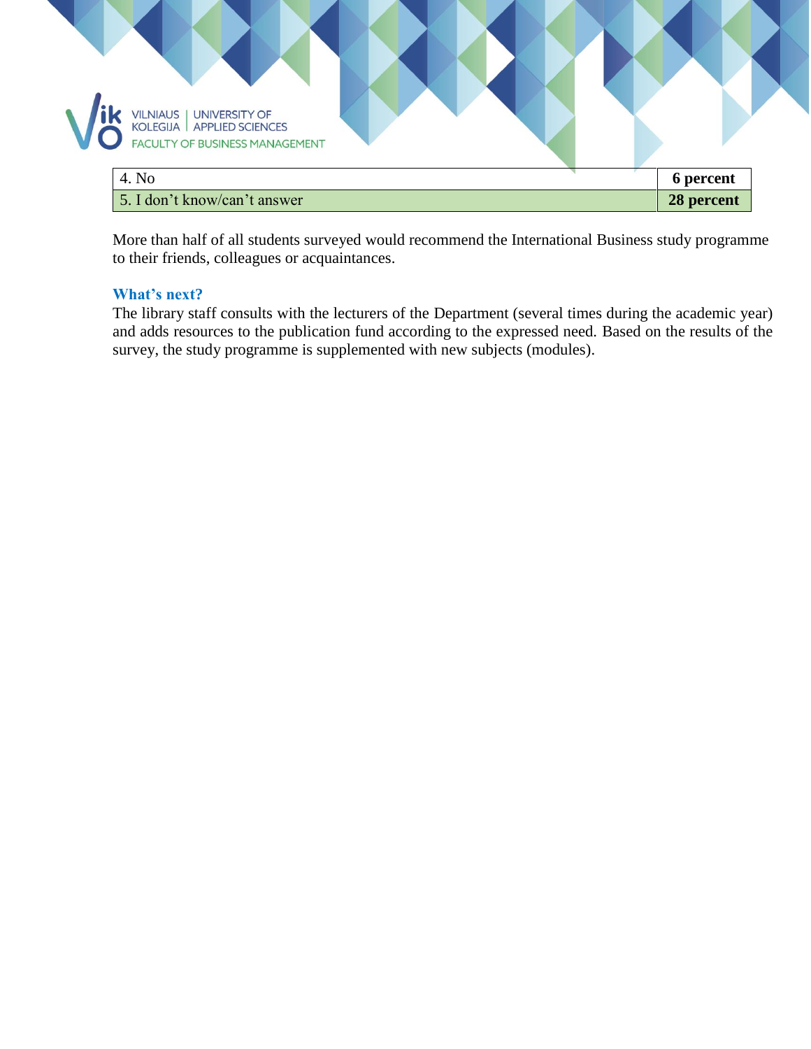| | |
|---|---|
| 4. No | **6 percent** |
| 5. I don't know/can't answer | **28 percent** |

More than half of all students surveyed would recommend the International Business study programme to their friends, colleagues or acquaintances.

### What's next?

The library staff consults with the lecturers of the Department (several times during the academic year) and adds resources to the publication fund according to the expressed need. Based on the results of the survey, the study programme is supplemented with new subjects (modules).